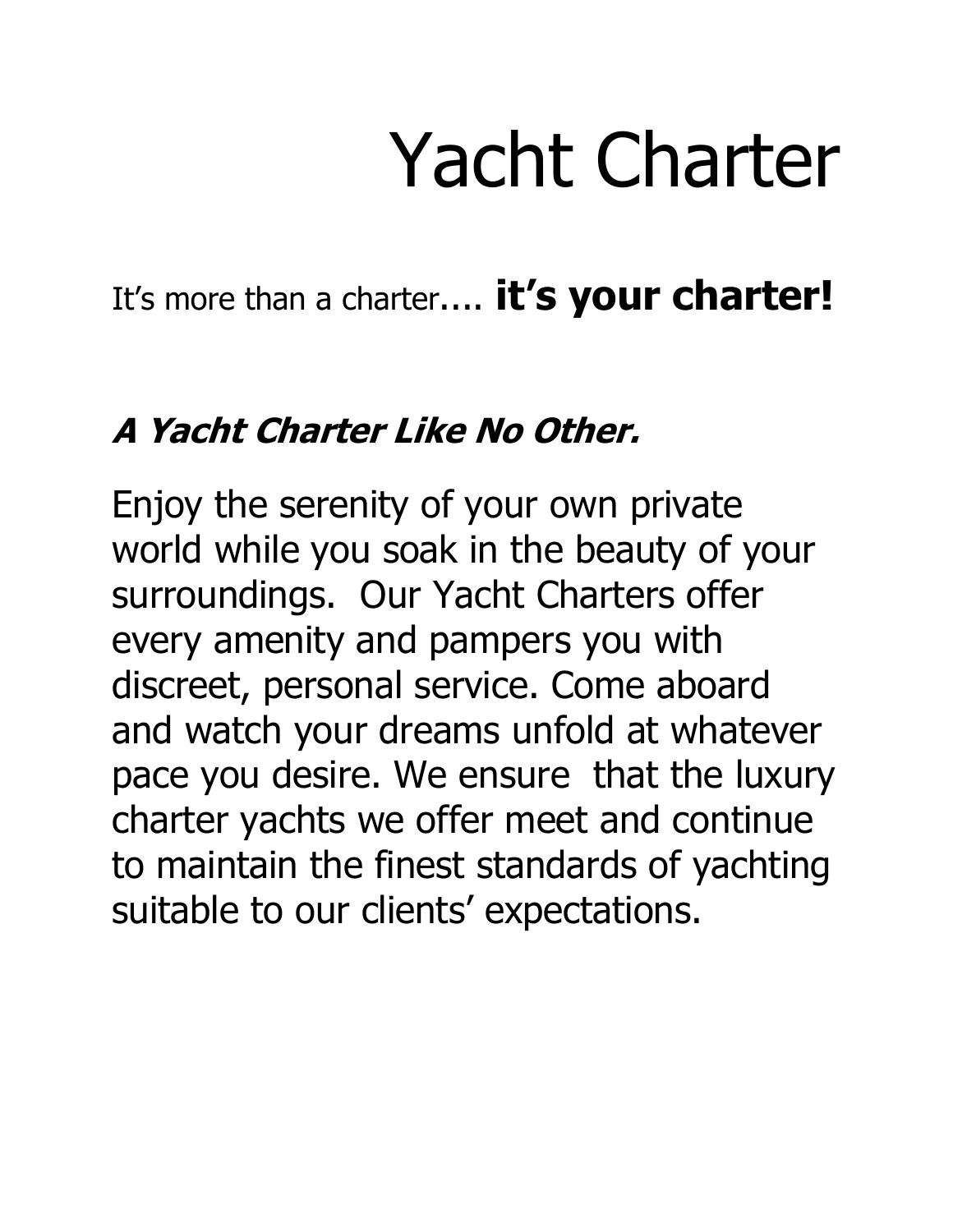# Yacht Charter

It's more than a charter.... **it's your charter!**

***A Yacht Charter Like No Other.***

Enjoy the serenity of your own private world while you soak in the beauty of your surroundings. Our Yacht Charters offer every amenity and pampers you with discreet, personal service. Come aboard and watch your dreams unfold at whatever pace you desire. We ensure that the luxury charter yachts we offer meet and continue to maintain the finest standards of yachting suitable to our clients' expectations.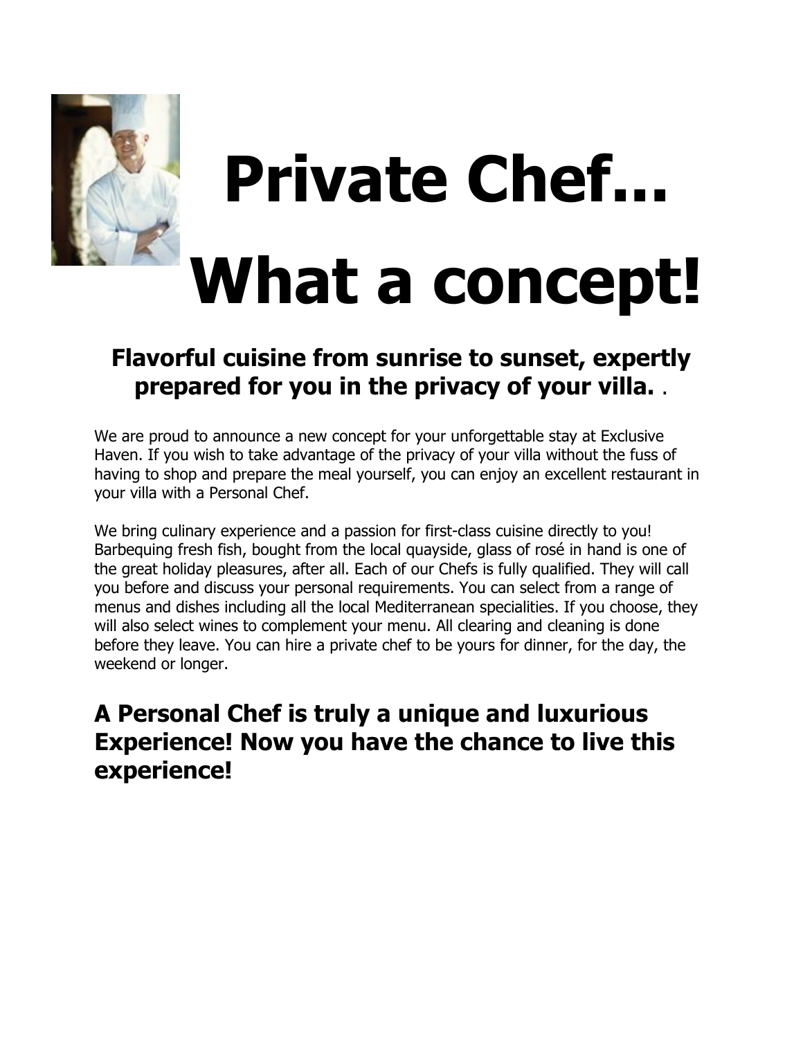# Private Chef... What a concept!

### Flavorful cuisine from sunrise to sunset, expertly prepared for you in the privacy of your villa. .

We are proud to announce a new concept for your unforgettable stay at Exclusive Haven. If you wish to take advantage of the privacy of your villa without the fuss of having to shop and prepare the meal yourself, you can enjoy an excellent restaurant in your villa with a Personal Chef.

We bring culinary experience and a passion for first-class cuisine directly to you! Barbequing fresh fish, bought from the local quayside, glass of rosé in hand is one of the great holiday pleasures, after all. Each of our Chefs is fully qualified. They will call you before and discuss your personal requirements. You can select from a range of menus and dishes including all the local Mediterranean specialities. If you choose, they will also select wines to complement your menu. All clearing and cleaning is done before they leave. You can hire a private chef to be yours for dinner, for the day, the weekend or longer.

## A Personal Chef is truly a unique and luxurious Experience! Now you have the chance to live this experience!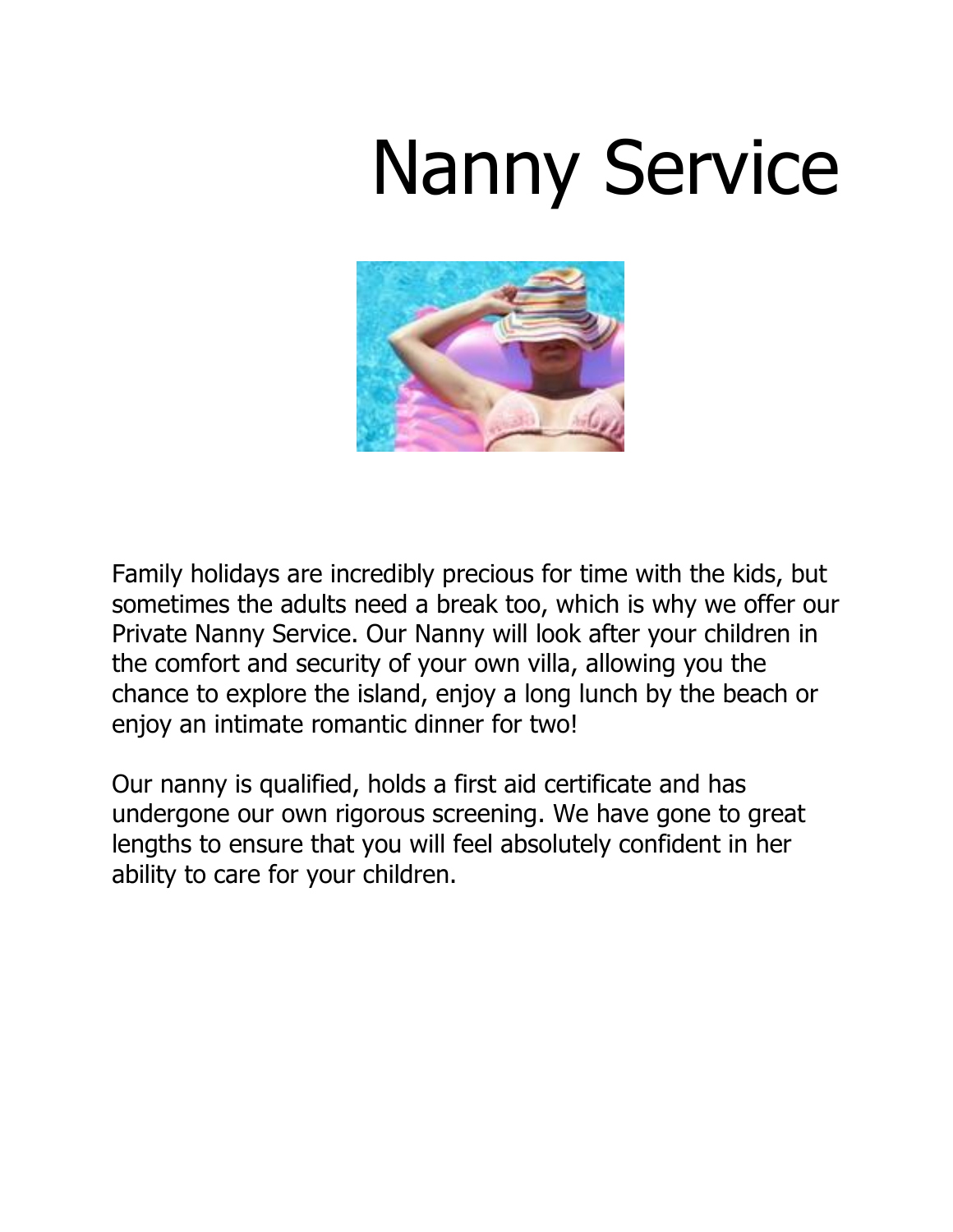# Nanny Service

Family holidays are incredibly precious for time with the kids, but sometimes the adults need a break too, which is why we offer our Private Nanny Service. Our Nanny will look after your children in the comfort and security of your own villa, allowing you the chance to explore the island, enjoy a long lunch by the beach or enjoy an intimate romantic dinner for two!

Our nanny is qualified, holds a first aid certificate and has undergone our own rigorous screening. We have gone to great lengths to ensure that you will feel absolutely confident in her ability to care for your children.